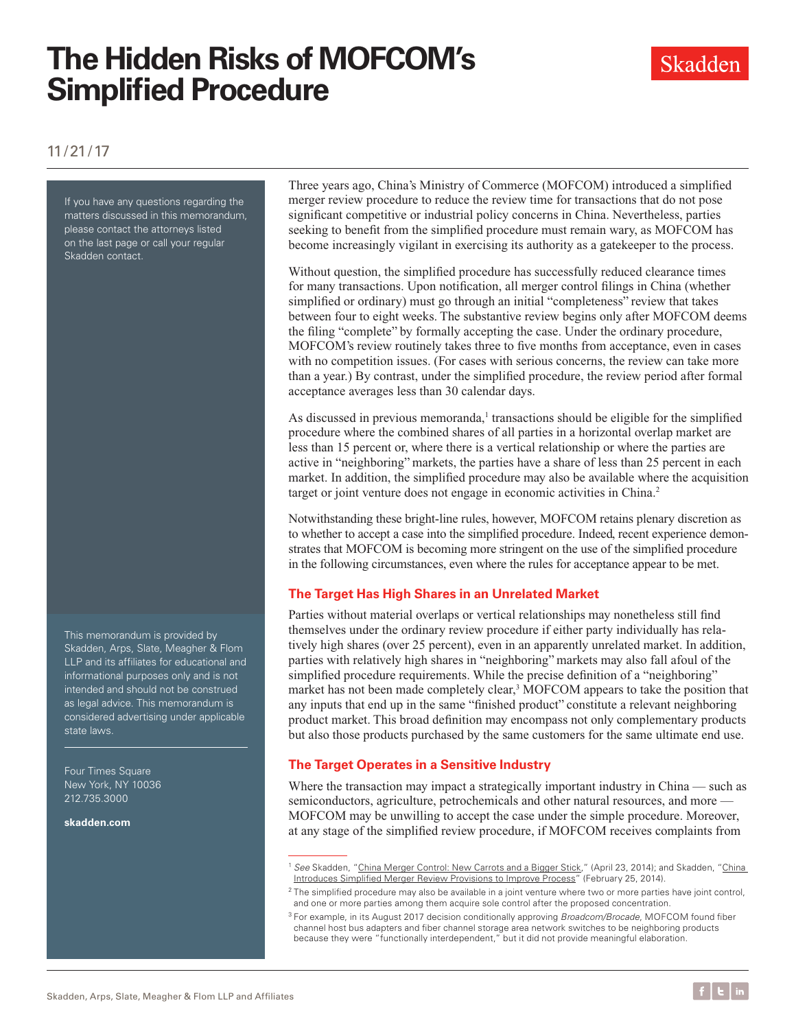# The Hidden Risks of MOFCOM's Simplified Procedure

11/21/17

If you have any questions regarding the matters discussed in this memorandum, please contact the attorneys listed on the last page or call your regular Skadden contact.

This memorandum is provided by Skadden, Arps, Slate, Meagher & Flom LLP and its affiliates for educational and informational purposes only and is not intended and should not be construed as legal advice. This memorandum is considered advertising under applicable state laws.

Four Times Square
New York, NY 10036
212.735.3000

**skadden.com**

Three years ago, China's Ministry of Commerce (MOFCOM) introduced a simplified merger review procedure to reduce the review time for transactions that do not pose significant competitive or industrial policy concerns in China. Nevertheless, parties seeking to benefit from the simplified procedure must remain wary, as MOFCOM has become increasingly vigilant in exercising its authority as a gatekeeper to the process.

Without question, the simplified procedure has successfully reduced clearance times for many transactions. Upon notification, all merger control filings in China (whether simplified or ordinary) must go through an initial "completeness" review that takes between four to eight weeks. The substantive review begins only after MOFCOM deems the filing "complete" by formally accepting the case. Under the ordinary procedure, MOFCOM's review routinely takes three to five months from acceptance, even in cases with no competition issues. (For cases with serious concerns, the review can take more than a year.) By contrast, under the simplified procedure, the review period after formal acceptance averages less than 30 calendar days.

As discussed in previous memoranda,[1] transactions should be eligible for the simplified procedure where the combined shares of all parties in a horizontal overlap market are less than 15 percent or, where there is a vertical relationship or where the parties are active in "neighboring" markets, the parties have a share of less than 25 percent in each market. In addition, the simplified procedure may also be available where the acquisition target or joint venture does not engage in economic activities in China.[2]

Notwithstanding these bright-line rules, however, MOFCOM retains plenary discretion as to whether to accept a case into the simplified procedure. Indeed, recent experience demonstrates that MOFCOM is becoming more stringent on the use of the simplified procedure in the following circumstances, even where the rules for acceptance appear to be met.

## The Target Has High Shares in an Unrelated Market

Parties without material overlaps or vertical relationships may nonetheless still find themselves under the ordinary review procedure if either party individually has relatively high shares (over 25 percent), even in an apparently unrelated market. In addition, parties with relatively high shares in "neighboring" markets may also fall afoul of the simplified procedure requirements. While the precise definition of a "neighboring" market has not been made completely clear,[3] MOFCOM appears to take the position that any inputs that end up in the same "finished product" constitute a relevant neighboring product market. This broad definition may encompass not only complementary products but also those products purchased by the same customers for the same ultimate end use.

## The Target Operates in a Sensitive Industry

Where the transaction may impact a strategically important industry in China — such as semiconductors, agriculture, petrochemicals and other natural resources, and more — MOFCOM may be unwilling to accept the case under the simple procedure. Moreover, at any stage of the simplified review procedure, if MOFCOM receives complaints from

---

[1] *See* Skadden, "China Merger Control: New Carrots and a Bigger Stick," (April 23, 2014); and Skadden, "China Introduces Simplified Merger Review Provisions to Improve Process" (February 25, 2014).

[2] The simplified procedure may also be available in a joint venture where two or more parties have joint control, and one or more parties among them acquire sole control after the proposed concentration.

[3] For example, in its August 2017 decision conditionally approving *Broadcom/Brocade*, MOFCOM found fiber channel host bus adapters and fiber channel storage area network switches to be neighboring products because they were "functionally interdependent," but it did not provide meaningful elaboration.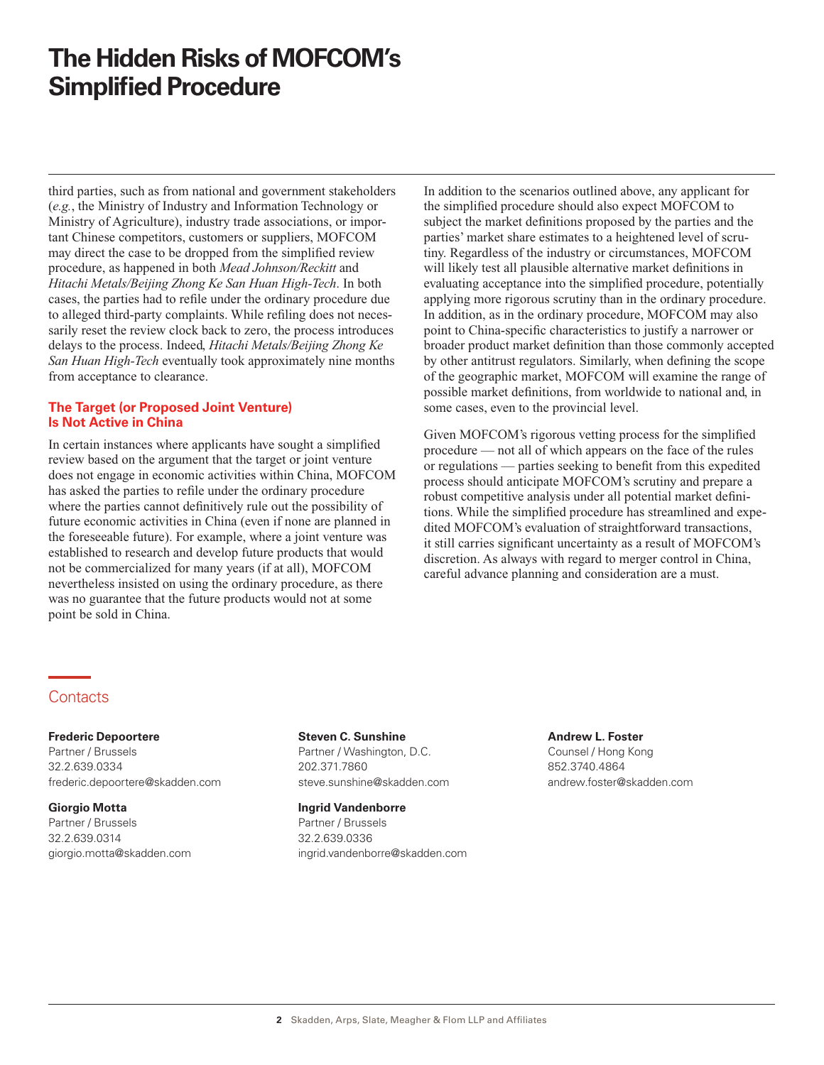third parties, such as from national and government stakeholders (*e.g.*, the Ministry of Industry and Information Technology or Ministry of Agriculture), industry trade associations, or important Chinese competitors, customers or suppliers, MOFCOM may direct the case to be dropped from the simplified review procedure, as happened in both *Mead Johnson/Reckitt* and *Hitachi Metals/Beijing Zhong Ke San Huan High-Tech*. In both cases, the parties had to refile under the ordinary procedure due to alleged third-party complaints. While refiling does not necessarily reset the review clock back to zero, the process introduces delays to the process. Indeed, *Hitachi Metals/Beijing Zhong Ke San Huan High-Tech* eventually took approximately nine months from acceptance to clearance.

### The Target (or Proposed Joint Venture) Is Not Active in China

In certain instances where applicants have sought a simplified review based on the argument that the target or joint venture does not engage in economic activities within China, MOFCOM has asked the parties to refile under the ordinary procedure where the parties cannot definitively rule out the possibility of future economic activities in China (even if none are planned in the foreseeable future). For example, where a joint venture was established to research and develop future products that would not be commercialized for many years (if at all), MOFCOM nevertheless insisted on using the ordinary procedure, as there was no guarantee that the future products would not at some point be sold in China.

In addition to the scenarios outlined above, any applicant for the simplified procedure should also expect MOFCOM to subject the market definitions proposed by the parties and the parties' market share estimates to a heightened level of scrutiny. Regardless of the industry or circumstances, MOFCOM will likely test all plausible alternative market definitions in evaluating acceptance into the simplified procedure, potentially applying more rigorous scrutiny than in the ordinary procedure. In addition, as in the ordinary procedure, MOFCOM may also point to China-specific characteristics to justify a narrower or broader product market definition than those commonly accepted by other antitrust regulators. Similarly, when defining the scope of the geographic market, MOFCOM will examine the range of possible market definitions, from worldwide to national and, in some cases, even to the provincial level.

Given MOFCOM's rigorous vetting process for the simplified procedure — not all of which appears on the face of the rules or regulations — parties seeking to benefit from this expedited process should anticipate MOFCOM's scrutiny and prepare a robust competitive analysis under all potential market definitions. While the simplified procedure has streamlined and expedited MOFCOM's evaluation of straightforward transactions, it still carries significant uncertainty as a result of MOFCOM's discretion. As always with regard to merger control in China, careful advance planning and consideration are a must.

## Contacts

**Frederic Depoortere**
Partner / Brussels
32.2.639.0334
frederic.depoortere@skadden.com

**Giorgio Motta**
Partner / Brussels
32.2.639.0314
giorgio.motta@skadden.com

**Steven C. Sunshine**
Partner / Washington, D.C.
202.371.7860
steve.sunshine@skadden.com

**Ingrid Vandenborre**
Partner / Brussels
32.2.639.0336
ingrid.vandenborre@skadden.com

**Andrew L. Foster**
Counsel / Hong Kong
852.3740.4864
andrew.foster@skadden.com